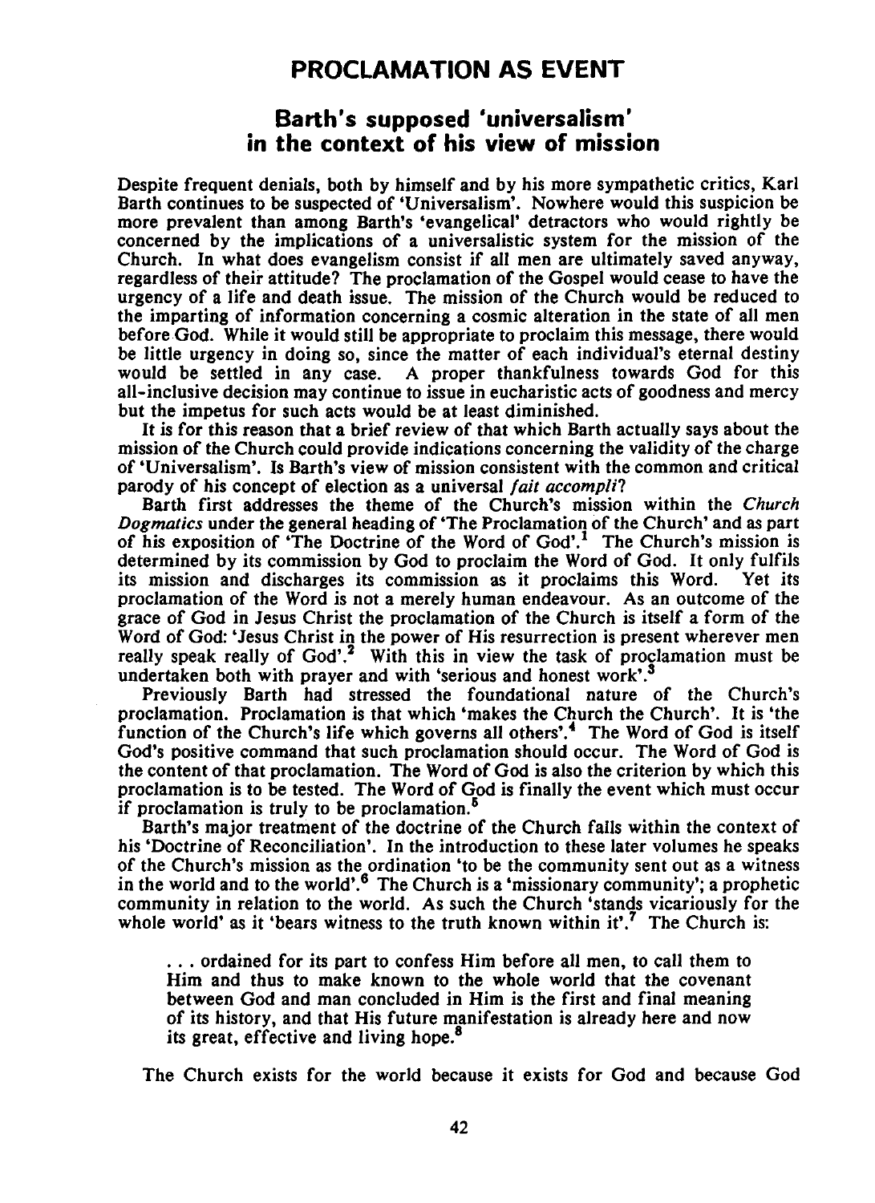# PROCLAMATION AS EVENT

## Barth's supposed 'universalism' in the context of his view of mission

Despite frequent denials, both by himself and by his more sympathetic critics, Karl Barth continues to be suspected of 'Universalism'. Nowhere would this suspicion be more prevalent than among Barth's 'evangelical' detractors who would rightly be concerned by the implications of a universalistic system for the mission of the Church. In what does evangelism consist if all men are ultimately saved anyway, regardless of their attitude? The proclamation of the Gospel would cease to have the urgency of a life and death issue. The mission of the Church would be reduced to the imparting of information concerning a cosmic alteration in the state of all men before God. While it would still be appropriate to proclaim this message, there would be little urgency in doing so, since the matter of each individual's eternal destiny would be settled in any case. A proper thankfulness towards God for this all-inclusive decision may continue to issue in eucharistic acts of goodness and mercy but the impetus for such acts would be at least diminished.

It is for this reason that a brief review of that which Barth actually says about the mission of the Church could provide indications concerning the validity of the charge of 'Universalism'. Is Barth's view of mission consistent with the common and critical parody of his concept of election as a universal *fait accompli*?

Barth first addresses the theme of the Church's mission within the *Church Dogmatics* under the general heading of 'The Proclamation of the Church' and as part of his exposition of 'The Doctrine of the Word of God'.[1] The Church's mission is determined by its commission by God to proclaim the Word of God. It only fulfils its mission and discharges its commission as it proclaims this Word. Yet its proclamation of the Word is not a merely human endeavour. As an outcome of the grace of God in Jesus Christ the proclamation of the Church is itself a form of the Word of God: 'Jesus Christ in the power of His resurrection is present wherever men really speak really of God'.[2] With this in view the task of proclamation must be undertaken both with prayer and with 'serious and honest work'.[3]

Previously Barth had stressed the foundational nature of the Church's proclamation. Proclamation is that which 'makes the Church the Church'. It is 'the function of the Church's life which governs all others'.[4] The Word of God is itself God's positive command that such proclamation should occur. The Word of God is the content of that proclamation. The Word of God is also the criterion by which this proclamation is to be tested. The Word of God is finally the event which must occur if proclamation is truly to be proclamation.[5]

Barth's major treatment of the doctrine of the Church falls within the context of his 'Doctrine of Reconciliation'. In the introduction to these later volumes he speaks of the Church's mission as the ordination 'to be the community sent out as a witness in the world and to the world'.[6] The Church is a 'missionary community'; a prophetic community in relation to the world. As such the Church 'stands vicariously for the whole world' as it 'bears witness to the truth known within it'.[7] The Church is:

> . . . ordained for its part to confess Him before all men, to call them to Him and thus to make known to the whole world that the covenant between God and man concluded in Him is the first and final meaning of its history, and that His future manifestation is already here and now its great, effective and living hope.[8]

The Church exists for the world because it exists for God and because God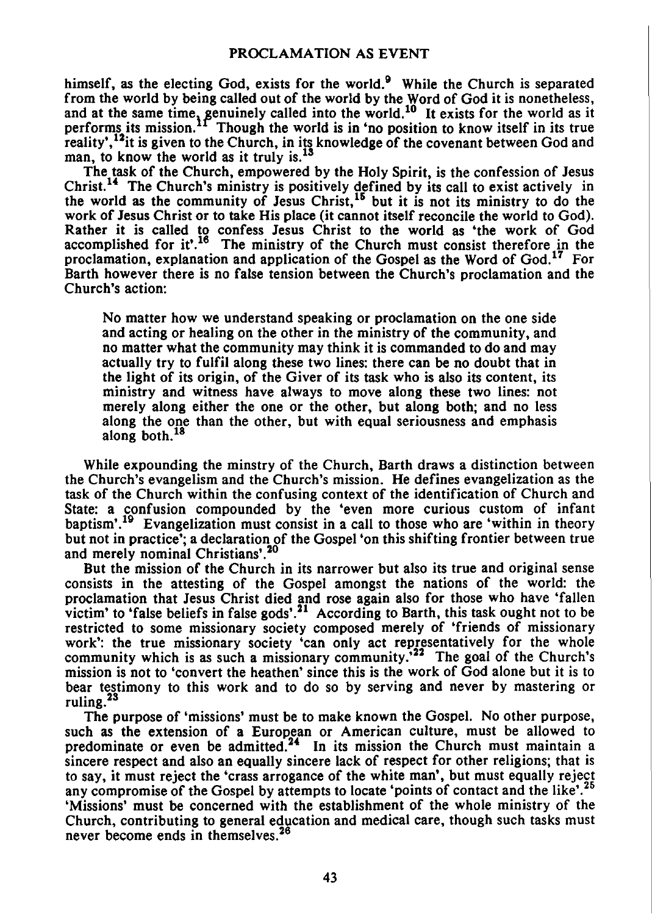himself, as the electing God, exists for the world.[9] While the Church is separated from the world by being called out of the world by the Word of God it is nonetheless, and at the same time, genuinely called into the world.[10] It exists for the world as it performs its mission.[11] Though the world is in 'no position to know itself in its true reality',[12] it is given to the Church, in its knowledge of the covenant between God and man, to know the world as it truly is.[13]

The task of the Church, empowered by the Holy Spirit, is the confession of Jesus Christ.[14] The Church's ministry is positively defined by its call to exist actively in the world as the community of Jesus Christ,[15] but it is not its ministry to do the work of Jesus Christ or to take His place (it cannot itself reconcile the world to God). Rather it is called to confess Jesus Christ to the world as 'the work of God accomplished for it'.[16] The ministry of the Church must consist therefore in the proclamation, explanation and application of the Gospel as the Word of God.[17] For Barth however there is no false tension between the Church's proclamation and the Church's action:

> No matter how we understand speaking or proclamation on the one side and acting or healing on the other in the ministry of the community, and no matter what the community may think it is commanded to do and may actually try to fulfil along these two lines: there can be no doubt that in the light of its origin, of the Giver of its task who is also its content, its ministry and witness have always to move along these two lines: not merely along either the one or the other, but along both; and no less along the one than the other, but with equal seriousness and emphasis along both.[18]

While expounding the minstry of the Church, Barth draws a distinction between the Church's evangelism and the Church's mission. He defines evangelization as the task of the Church within the confusing context of the identification of Church and State: a confusion compounded by the 'even more curious custom of infant baptism'.[19] Evangelization must consist in a call to those who are 'within in theory but not in practice'; a declaration of the Gospel 'on this shifting frontier between true and merely nominal Christians'.[20]

But the mission of the Church in its narrower but also its true and original sense consists in the attesting of the Gospel amongst the nations of the world: the proclamation that Jesus Christ died and rose again also for those who have 'fallen victim' to 'false beliefs in false gods'.[21] According to Barth, this task ought not to be restricted to some missionary society composed merely of 'friends of missionary work': the true missionary society 'can only act representatively for the whole community which is as such a missionary community.'[22] The goal of the Church's mission is not to 'convert the heathen' since this is the work of God alone but it is to bear testimony to this work and to do so by serving and never by mastering or ruling.[23]

The purpose of 'missions' must be to make known the Gospel. No other purpose, such as the extension of a European or American culture, must be allowed to predominate or even be admitted.[24] In its mission the Church must maintain a sincere respect and also an equally sincere lack of respect for other religions; that is to say, it must reject the 'crass arrogance of the white man', but must equally reject any compromise of the Gospel by attempts to locate 'points of contact and the like'.[25] 'Missions' must be concerned with the establishment of the whole ministry of the Church, contributing to general education and medical care, though such tasks must never become ends in themselves.[26]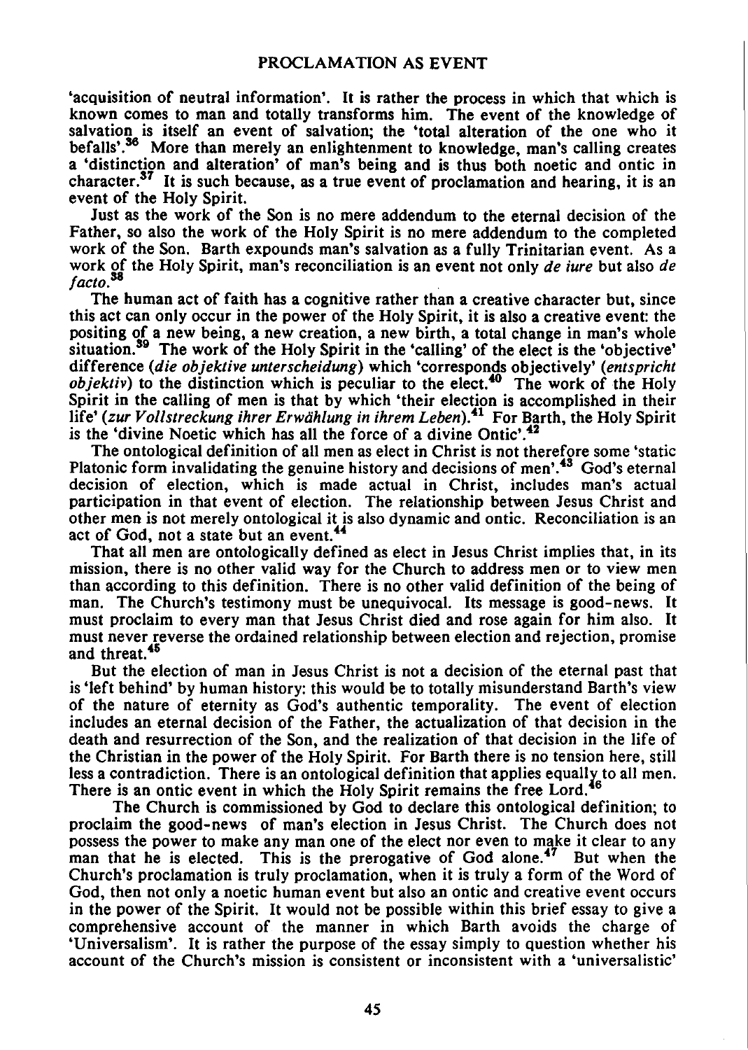'acquisition of neutral information'. It is rather the process in which that which is known comes to man and totally transforms him. The event of the knowledge of salvation is itself an event of salvation; the 'total alteration of the one who it befalls'.[36] More than merely an enlightenment to knowledge, man's calling creates a 'distinction and alteration' of man's being and is thus both noetic and ontic in character.[37] It is such because, as a true event of proclamation and hearing, it is an event of the Holy Spirit.

Just as the work of the Son is no mere addendum to the eternal decision of the Father, so also the work of the Holy Spirit is no mere addendum to the completed work of the Son. Barth expounds man's salvation as a fully Trinitarian event. As a work of the Holy Spirit, man's reconciliation is an event not only *de iure* but also *de facto*.[38]

The human act of faith has a cognitive rather than a creative character but, since this act can only occur in the power of the Holy Spirit, it is also a creative event: the positing of a new being, a new creation, a new birth, a total change in man's whole situation.[39] The work of the Holy Spirit in the 'calling' of the elect is the 'objective' difference (*die objektive unterscheidung*) which 'corresponds objectively' (*entspricht objektiv*) to the distinction which is peculiar to the elect.[40] The work of the Holy Spirit in the calling of men is that by which 'their election is accomplished in their life' (*zur Vollstreckung ihrer Erwählung in ihrem Leben*).[41] For Barth, the Holy Spirit is the 'divine Noetic which has all the force of a divine Ontic'.[42]

The ontological definition of all men as elect in Christ is not therefore some 'static Platonic form invalidating the genuine history and decisions of men'.[43] God's eternal decision of election, which is made actual in Christ, includes man's actual participation in that event of election. The relationship between Jesus Christ and other men is not merely ontological it is also dynamic and ontic. Reconciliation is an act of God, not a state but an event.[44]

That all men are ontologically defined as elect in Jesus Christ implies that, in its mission, there is no other valid way for the Church to address men or to view men than according to this definition. There is no other valid definition of the being of man. The Church's testimony must be unequivocal. Its message is good-news. It must proclaim to every man that Jesus Christ died and rose again for him also. It must never reverse the ordained relationship between election and rejection, promise and threat.[45]

But the election of man in Jesus Christ is not a decision of the eternal past that is 'left behind' by human history: this would be to totally misunderstand Barth's view of the nature of eternity as God's authentic temporality. The event of election includes an eternal decision of the Father, the actualization of that decision in the death and resurrection of the Son, and the realization of that decision in the life of the Christian in the power of the Holy Spirit. For Barth there is no tension here, still less a contradiction. There is an ontological definition that applies equally to all men. There is an ontic event in which the Holy Spirit remains the free Lord.[46]

The Church is commissioned by God to declare this ontological definition; to proclaim the good-news of man's election in Jesus Christ. The Church does not possess the power to make any man one of the elect nor even to make it clear to any man that he is elected. This is the prerogative of God alone.[47] But when the Church's proclamation is truly proclamation, when it is truly a form of the Word of God, then not only a noetic human event but also an ontic and creative event occurs in the power of the Spirit. It would not be possible within this brief essay to give a comprehensive account of the manner in which Barth avoids the charge of 'Universalism'. It is rather the purpose of the essay simply to question whether his account of the Church's mission is consistent or inconsistent with a 'universalistic'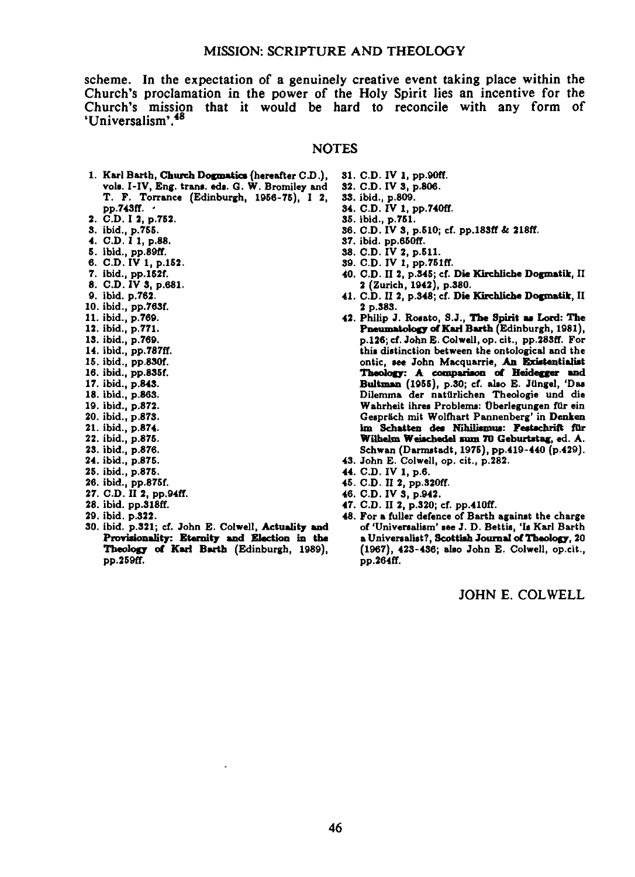scheme. In the expectation of a genuinely creative event taking place within the Church's proclamation in the power of the Holy Spirit lies an incentive for the Church's mission that it would be hard to reconcile with any form of 'Universalism'.[48]

## NOTES

1. Karl Barth, **Church Dogmatics** (hereafter C.D.), vols. I-IV, Eng. trans. eds. G. W. Bromiley and T. F. Torrance (Edinburgh, 1956-75), I 2, pp.743ff.
2. C.D. I 2, p.752.
3. ibid., p.755.
4. C.D. I 1, p.88.
5. ibid., pp.89ff.
6. C.D. IV 1, p.152.
7. ibid., pp.152f.
8. C.D. IV 3, p.681.
9. ibid. p.762.
10. ibid., pp.763f.
11. ibid., p.769.
12. ibid., p.771.
13. ibid., p.769.
14. ibid., pp.787ff.
15. ibid., pp.830f.
16. ibid., pp.835f.
17. ibid., p.843.
18. ibid., p.863.
19. ibid., p.872.
20. ibid., p.873.
21. ibid., p.874.
22. ibid., p.875.
23. ibid., p.876.
24. ibid., p.875.
25. ibid., p.875.
26. ibid., pp.875f.
27. C.D. II 2, pp.94ff.
28. ibid. pp.318ff.
29. ibid. p.322.
30. ibid. p.321; cf. John E. Colwell, **Actuality and Provisionality: Eternity and Election in the Theology of Karl Barth** (Edinburgh, 1989), pp.259ff.
31. C.D. IV 1, pp.90ff.
32. C.D. IV 3, p.806.
33. ibid., p.809.
34. C.D. IV 1, pp.740ff.
35. ibid., p.751.
36. C.D. IV 3, p.510; cf. pp.183ff & 218ff.
37. ibid. pp.650ff.
38. C.D. IV 2, p.511.
39. C.D. IV 1, pp.751ff.
40. C.D. II 2, p.345; cf. **Die Kirchliche Dogmatik**, II 2 (Zurich, 1942), p.380.
41. C.D. II 2, p.348; cf. **Die Kirchliche Dogmatik**, II 2 p.383.
42. Philip J. Rosato, S.J., **The Spirit as Lord: The Pneumatology of Karl Barth** (Edinburgh, 1981), p.126; cf. John E. Colwell, op. cit., pp.283ff. For this distinction between the ontological and the ontic, see John Macquarrie, **An Existentialist Theology: A comparison of Heidegger and Bultman** (1955), p.30; cf. also E. Jüngel, 'Das Dilemma der natürlichen Theologie und die Wahrheit ihres Problems: Überlegungen für ein Gespräch mit Wolfhart Pannenberg' in **Denken im Schatten des Nihilismus: Festschrift für Wilhelm Weischedel zum 70 Geburtstag**, ed. A. Schwan (Darmstadt, 1975), pp.419-440 (p.429).
43. John E. Colwell, op. cit., p.282.
44. C.D. IV 1, p.6.
45. C.D. II 2, pp.320ff.
46. C.D. IV 3, p.942.
47. C.D. II 2, p.320; cf. pp.410ff.
48. For a fuller defence of Barth against the charge of 'Universalism' see J. D. Bettis, 'Is Karl Barth a Universalist?, **Scottish Journal of Theology**, 20 (1967), 423-436; also John E. Colwell, op.cit., pp.264ff.

JOHN E. COLWELL